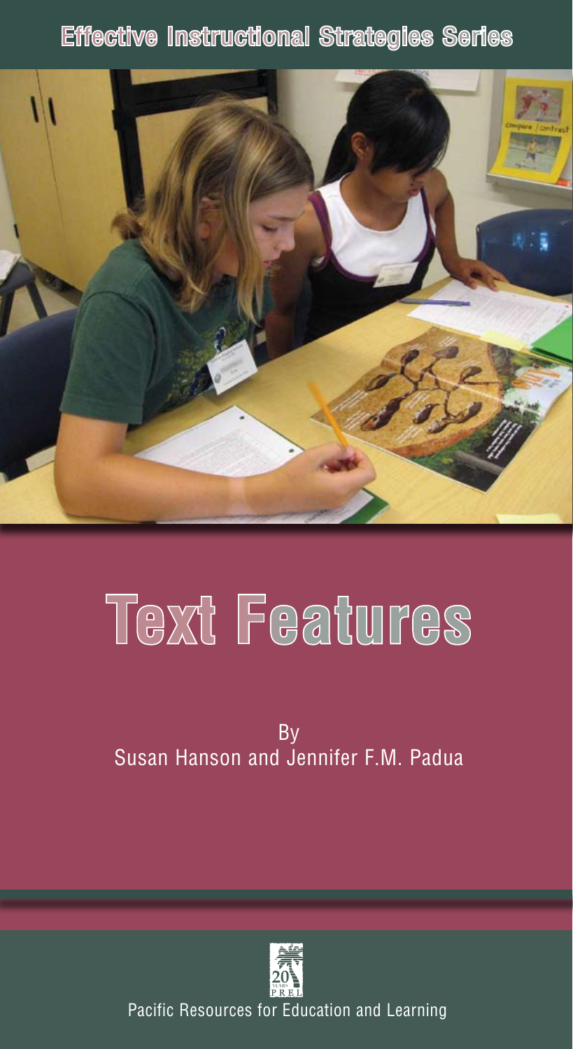Effective Instructional Strategies Series

# Text Features

By
Susan Hanson and Jennifer F.M. Padua

Pacific Resources for Education and Learning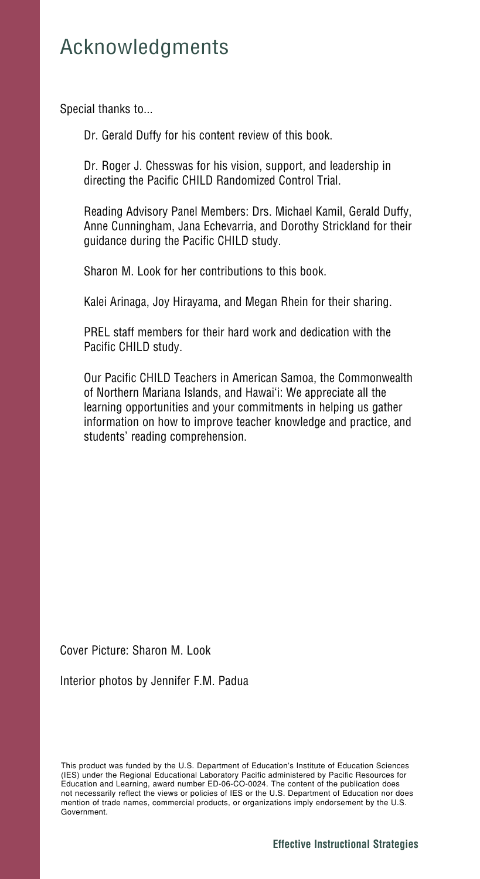# Acknowledgments

Special thanks to...

Dr. Gerald Duffy for his content review of this book.

Dr. Roger J. Chesswas for his vision, support, and leadership in directing the Pacific CHILD Randomized Control Trial.

Reading Advisory Panel Members: Drs. Michael Kamil, Gerald Duffy, Anne Cunningham, Jana Echevarria, and Dorothy Strickland for their guidance during the Pacific CHILD study.

Sharon M. Look for her contributions to this book.

Kalei Arinaga, Joy Hirayama, and Megan Rhein for their sharing.

PREL staff members for their hard work and dedication with the Pacific CHILD study.

Our Pacific CHILD Teachers in American Samoa, the Commonwealth of Northern Mariana Islands, and Hawai'i: We appreciate all the learning opportunities and your commitments in helping us gather information on how to improve teacher knowledge and practice, and students' reading comprehension.

Cover Picture: Sharon M. Look

Interior photos by Jennifer F.M. Padua

This product was funded by the U.S. Department of Education's Institute of Education Sciences (IES) under the Regional Educational Laboratory Pacific administered by Pacific Resources for Education and Learning, award number ED-06-CO-0024. The content of the publication does not necessarily reflect the views or policies of IES or the U.S. Department of Education nor does mention of trade names, commercial products, or organizations imply endorsement by the U.S. Government.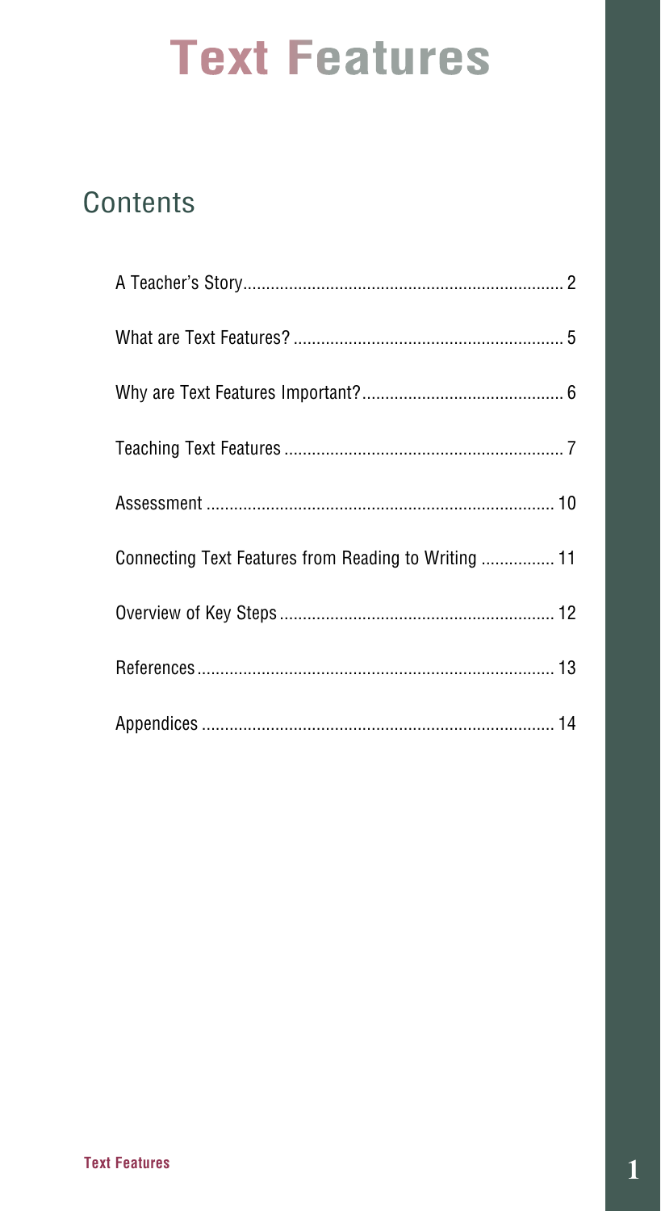# Text Features

## Contents

A Teacher's Story .................................................... 2

What are Text Features? .......................................... 5

Why are Text Features Important? .............................. 6

Teaching Text Features ............................................ 7

Assessment .......................................................... 10

Connecting Text Features from Reading to Writing ............... 11

Overview of Key Steps ............................................ 12

References ........................................................... 13

Appendices .......................................................... 14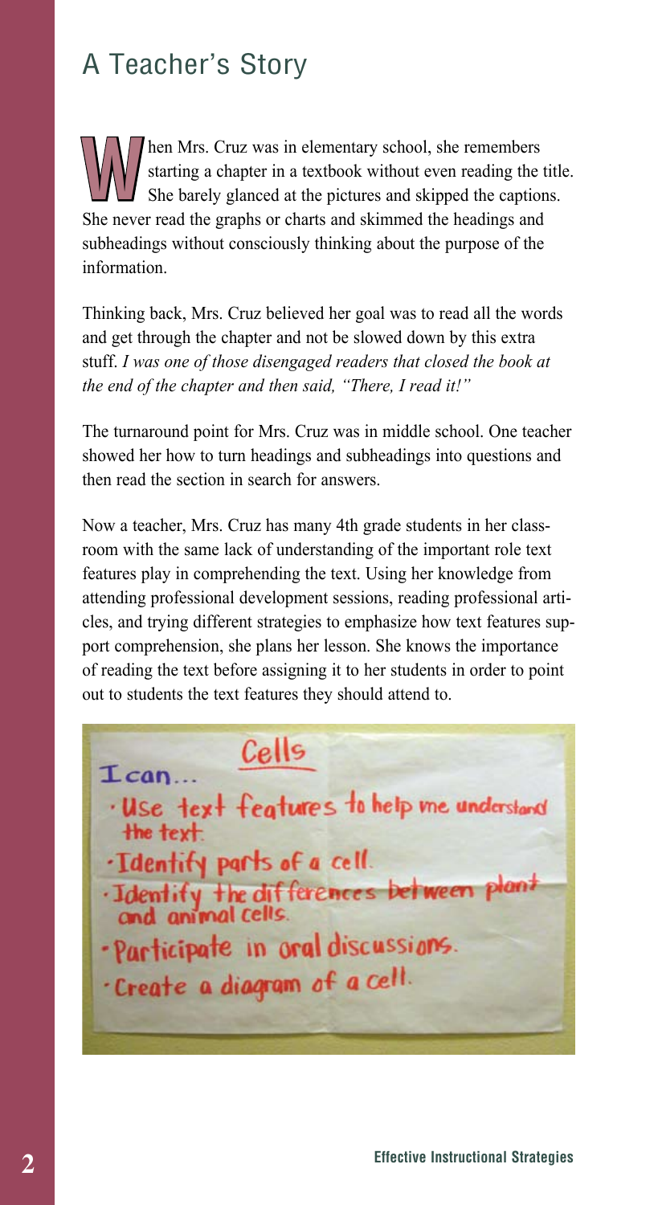## A Teacher's Story

When Mrs. Cruz was in elementary school, she remembers starting a chapter in a textbook without even reading the title. She barely glanced at the pictures and skipped the captions. She never read the graphs or charts and skimmed the headings and subheadings without consciously thinking about the purpose of the information.

Thinking back, Mrs. Cruz believed her goal was to read all the words and get through the chapter and not be slowed down by this extra stuff. *I was one of those disengaged readers that closed the book at the end of the chapter and then said, "There, I read it!"*

The turnaround point for Mrs. Cruz was in middle school. One teacher showed her how to turn headings and subheadings into questions and then read the section in search for answers.

Now a teacher, Mrs. Cruz has many 4th grade students in her classroom with the same lack of understanding of the important role text features play in comprehending the text. Using her knowledge from attending professional development sessions, reading professional articles, and trying different strategies to emphasize how text features support comprehension, she plans her lesson. She knows the importance of reading the text before assigning it to her students in order to point out to students the text features they should attend to.

Cells

I can...

- Use text features to help me understand the text.
- Identify parts of a cell.
- Identify the differences between plant and animal cells.
- Participate in oral discussions.
- Create a diagram of a cell.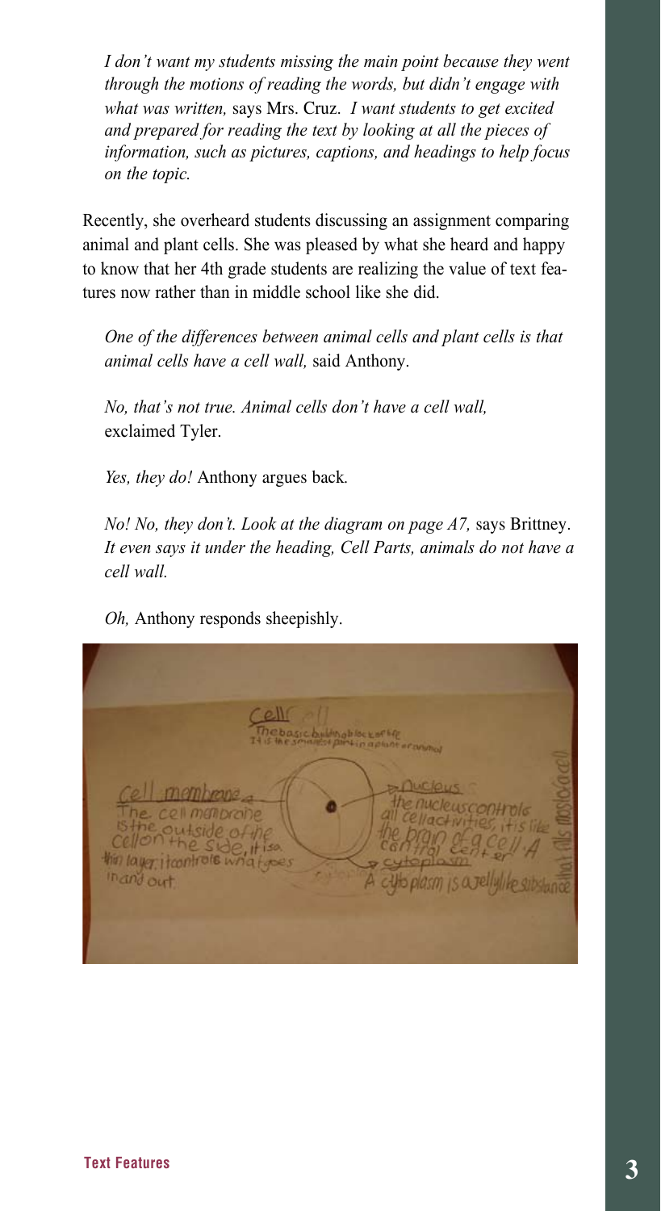*I don't want my students missing the main point because they went through the motions of reading the words, but didn't engage with what was written,* says Mrs. Cruz. *I want students to get excited and prepared for reading the text by looking at all the pieces of information, such as pictures, captions, and headings to help focus on the topic.*

Recently, she overheard students discussing an assignment comparing animal and plant cells. She was pleased by what she heard and happy to know that her 4th grade students are realizing the value of text features now rather than in middle school like she did.

*One of the differences between animal cells and plant cells is that animal cells have a cell wall,* said Anthony.

*No, that's not true. Animal cells don't have a cell wall,* exclaimed Tyler.

*Yes, they do!* Anthony argues back.

*No! No, they don't. Look at the diagram on page A7,* says Brittney. *It even says it under the heading, Cell Parts, animals do not have a cell wall.*

*Oh,* Anthony responds sheepishly.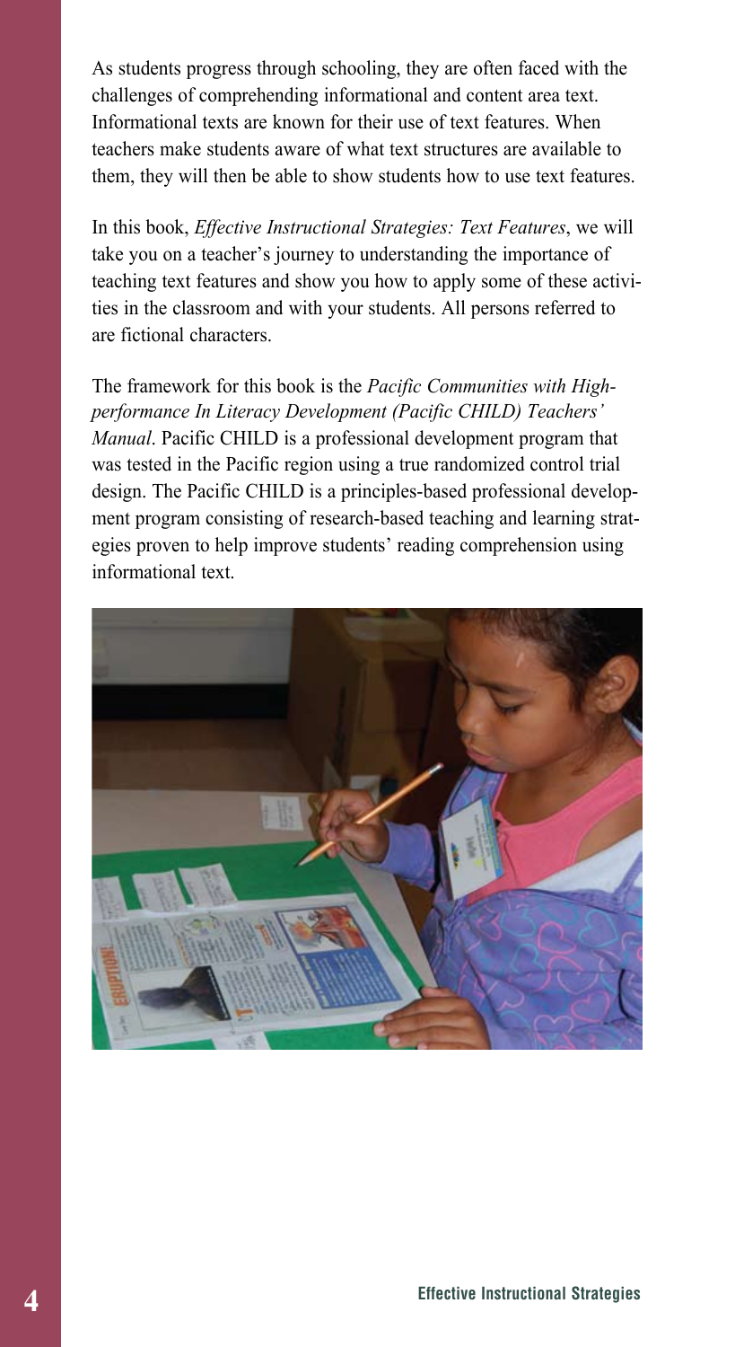As students progress through schooling, they are often faced with the challenges of comprehending informational and content area text. Informational texts are known for their use of text features. When teachers make students aware of what text structures are available to them, they will then be able to show students how to use text features.

In this book, *Effective Instructional Strategies: Text Features*, we will take you on a teacher's journey to understanding the importance of teaching text features and show you how to apply some of these activities in the classroom and with your students. All persons referred to are fictional characters.

The framework for this book is the *Pacific Communities with High-performance In Literacy Development (Pacific CHILD) Teachers' Manual*. Pacific CHILD is a professional development program that was tested in the Pacific region using a true randomized control trial design. The Pacific CHILD is a principles-based professional development program consisting of research-based teaching and learning strategies proven to help improve students' reading comprehension using informational text.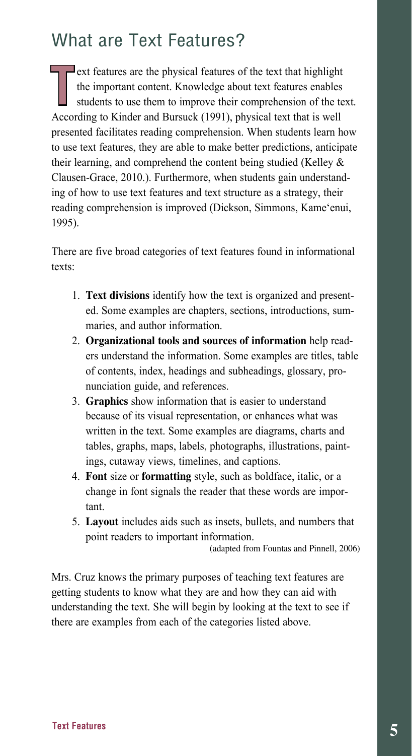# What are Text Features?

Text features are the physical features of the text that highlight the important content. Knowledge about text features enables students to use them to improve their comprehension of the text. According to Kinder and Bursuck (1991), physical text that is well presented facilitates reading comprehension. When students learn how to use text features, they are able to make better predictions, anticipate their learning, and comprehend the content being studied (Kelley & Clausen-Grace, 2010.). Furthermore, when students gain understanding of how to use text features and text structure as a strategy, their reading comprehension is improved (Dickson, Simmons, Kame'enui, 1995).

There are five broad categories of text features found in informational texts:

1. **Text divisions** identify how the text is organized and presented. Some examples are chapters, sections, introductions, summaries, and author information.
2. **Organizational tools and sources of information** help readers understand the information. Some examples are titles, table of contents, index, headings and subheadings, glossary, pronunciation guide, and references.
3. **Graphics** show information that is easier to understand because of its visual representation, or enhances what was written in the text. Some examples are diagrams, charts and tables, graphs, maps, labels, photographs, illustrations, paintings, cutaway views, timelines, and captions.
4. **Font** size or **formatting** style, such as boldface, italic, or a change in font signals the reader that these words are important.
5. **Layout** includes aids such as insets, bullets, and numbers that point readers to important information.

(adapted from Fountas and Pinnell, 2006)

Mrs. Cruz knows the primary purposes of teaching text features are getting students to know what they are and how they can aid with understanding the text. She will begin by looking at the text to see if there are examples from each of the categories listed above.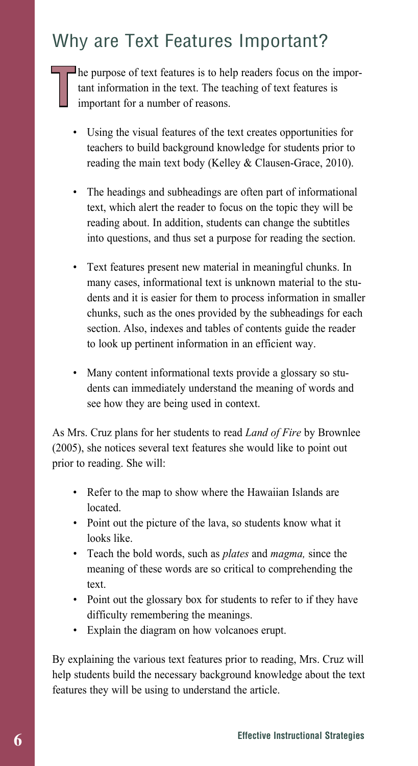## Why are Text Features Important?

The purpose of text features is to help readers focus on the important information in the text. The teaching of text features is important for a number of reasons.

- Using the visual features of the text creates opportunities for teachers to build background knowledge for students prior to reading the main text body (Kelley & Clausen-Grace, 2010).

- The headings and subheadings are often part of informational text, which alert the reader to focus on the topic they will be reading about. In addition, students can change the subtitles into questions, and thus set a purpose for reading the section.

- Text features present new material in meaningful chunks. In many cases, informational text is unknown material to the students and it is easier for them to process information in smaller chunks, such as the ones provided by the subheadings for each section. Also, indexes and tables of contents guide the reader to look up pertinent information in an efficient way.

- Many content informational texts provide a glossary so students can immediately understand the meaning of words and see how they are being used in context.

As Mrs. Cruz plans for her students to read *Land of Fire* by Brownlee (2005), she notices several text features she would like to point out prior to reading. She will:

- Refer to the map to show where the Hawaiian Islands are located.
- Point out the picture of the lava, so students know what it looks like.
- Teach the bold words, such as *plates* and *magma,* since the meaning of these words are so critical to comprehending the text.
- Point out the glossary box for students to refer to if they have difficulty remembering the meanings.
- Explain the diagram on how volcanoes erupt.

By explaining the various text features prior to reading, Mrs. Cruz will help students build the necessary background knowledge about the text features they will be using to understand the article.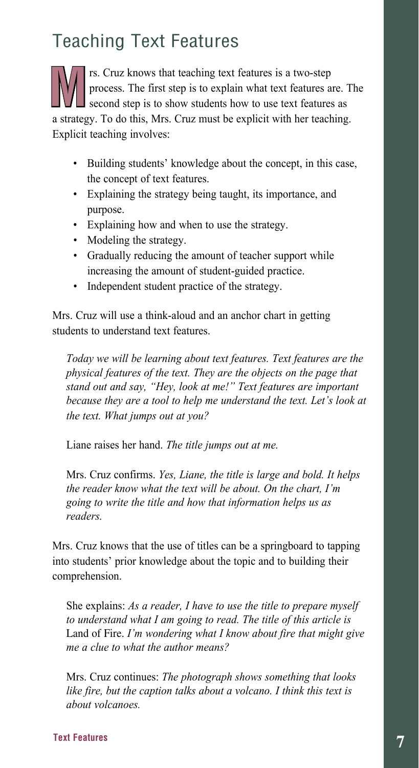# Teaching Text Features

Mrs. Cruz knows that teaching text features is a two-step process. The first step is to explain what text features are. The second step is to show students how to use text features as a strategy. To do this, Mrs. Cruz must be explicit with her teaching. Explicit teaching involves:

- Building students' knowledge about the concept, in this case, the concept of text features.
- Explaining the strategy being taught, its importance, and purpose.
- Explaining how and when to use the strategy.
- Modeling the strategy.
- Gradually reducing the amount of teacher support while increasing the amount of student-guided practice.
- Independent student practice of the strategy.

Mrs. Cruz will use a think-aloud and an anchor chart in getting students to understand text features.

> *Today we will be learning about text features. Text features are the physical features of the text. They are the objects on the page that stand out and say, "Hey, look at me!" Text features are important because they are a tool to help me understand the text. Let's look at the text. What jumps out at you?*
>
> Liane raises her hand. *The title jumps out at me.*
>
> Mrs. Cruz confirms. *Yes, Liane, the title is large and bold. It helps the reader know what the text will be about. On the chart, I'm going to write the title and how that information helps us as readers.*

Mrs. Cruz knows that the use of titles can be a springboard to tapping into students' prior knowledge about the topic and to building their comprehension.

> She explains: *As a reader, I have to use the title to prepare myself to understand what I am going to read. The title of this article is* Land of Fire. *I'm wondering what I know about fire that might give me a clue to what the author means?*
>
> Mrs. Cruz continues: *The photograph shows something that looks like fire, but the caption talks about a volcano. I think this text is about volcanoes.*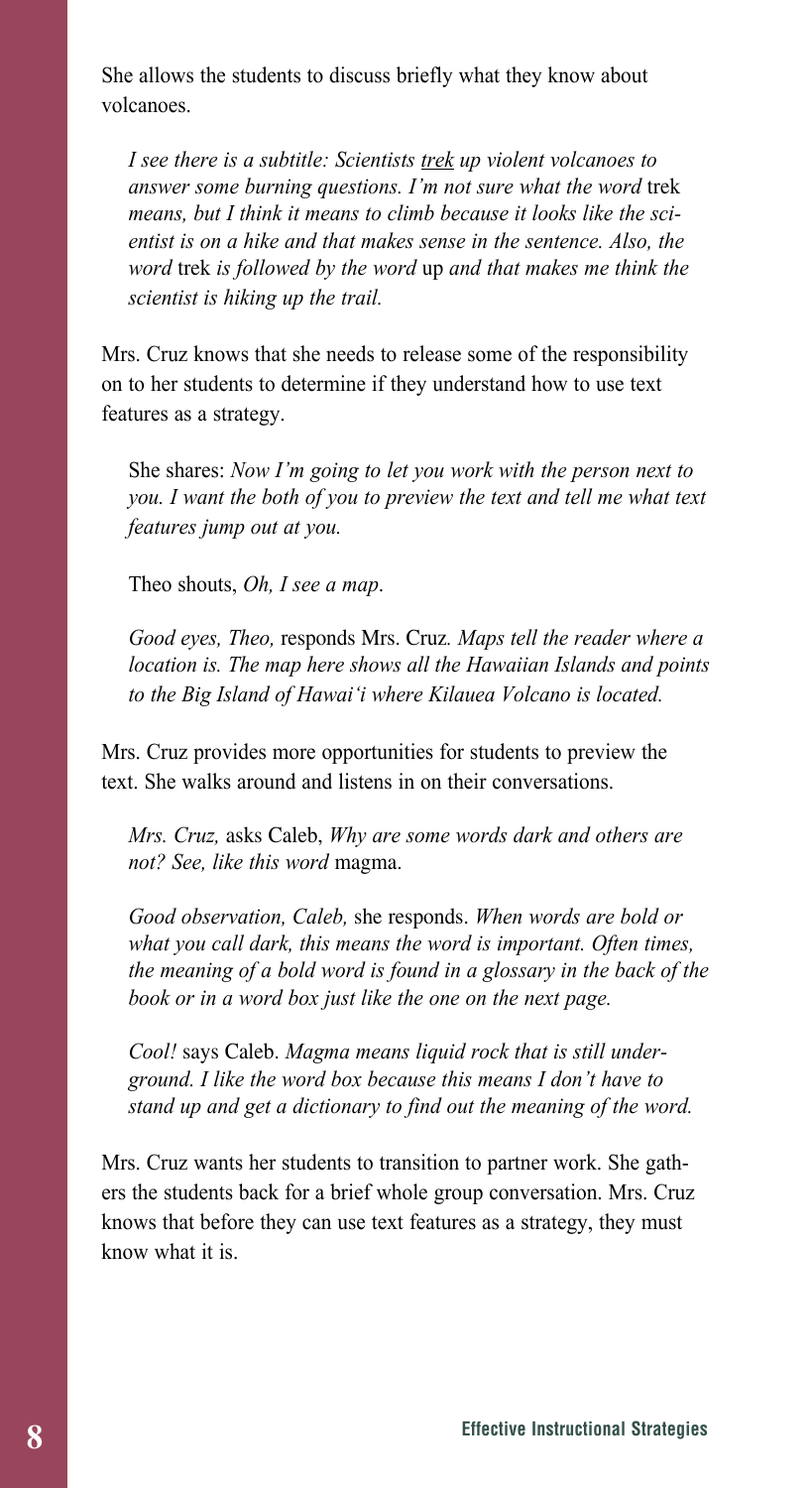She allows the students to discuss briefly what they know about volcanoes.

> *I see there is a subtitle: Scientists trek up violent volcanoes to answer some burning questions. I'm not sure what the word* trek *means, but I think it means to climb because it looks like the scientist is on a hike and that makes sense in the sentence. Also, the word* trek *is followed by the word* up *and that makes me think the scientist is hiking up the trail.*

Mrs. Cruz knows that she needs to release some of the responsibility on to her students to determine if they understand how to use text features as a strategy.

> She shares: *Now I'm going to let you work with the person next to you. I want the both of you to preview the text and tell me what text features jump out at you.*
>
> Theo shouts, *Oh, I see a map*.
>
> *Good eyes, Theo,* responds Mrs. Cruz*. Maps tell the reader where a location is. The map here shows all the Hawaiian Islands and points to the Big Island of Hawai'i where Kilauea Volcano is located.*

Mrs. Cruz provides more opportunities for students to preview the text. She walks around and listens in on their conversations.

> *Mrs. Cruz,* asks Caleb, *Why are some words dark and others are not? See, like this word* magma.
>
> *Good observation, Caleb,* she responds. *When words are bold or what you call dark, this means the word is important. Often times, the meaning of a bold word is found in a glossary in the back of the book or in a word box just like the one on the next page.*
>
> *Cool!* says Caleb. *Magma means liquid rock that is still underground. I like the word box because this means I don't have to stand up and get a dictionary to find out the meaning of the word.*

Mrs. Cruz wants her students to transition to partner work. She gathers the students back for a brief whole group conversation. Mrs. Cruz knows that before they can use text features as a strategy, they must know what it is.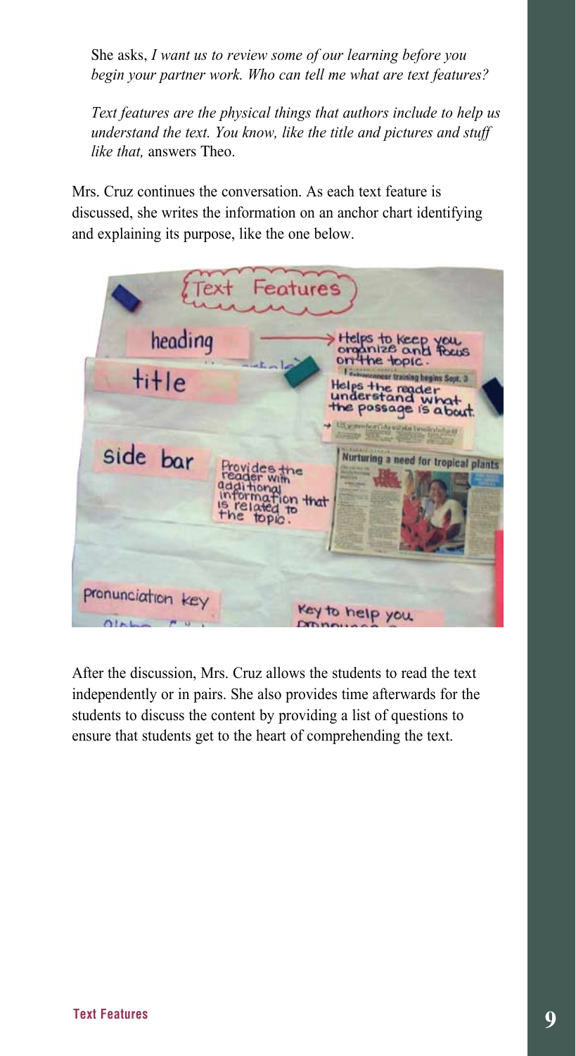She asks, *I want us to review some of our learning before you begin your partner work. Who can tell me what are text features?*

*Text features are the physical things that authors include to help us understand the text. You know, like the title and pictures and stuff like that,* answers Theo.

Mrs. Cruz continues the conversation. As each text feature is discussed, she writes the information on an anchor chart identifying and explaining its purpose, like the one below.

After the discussion, Mrs. Cruz allows the students to read the text independently or in pairs. She also provides time afterwards for the students to discuss the content by providing a list of questions to ensure that students get to the heart of comprehending the text.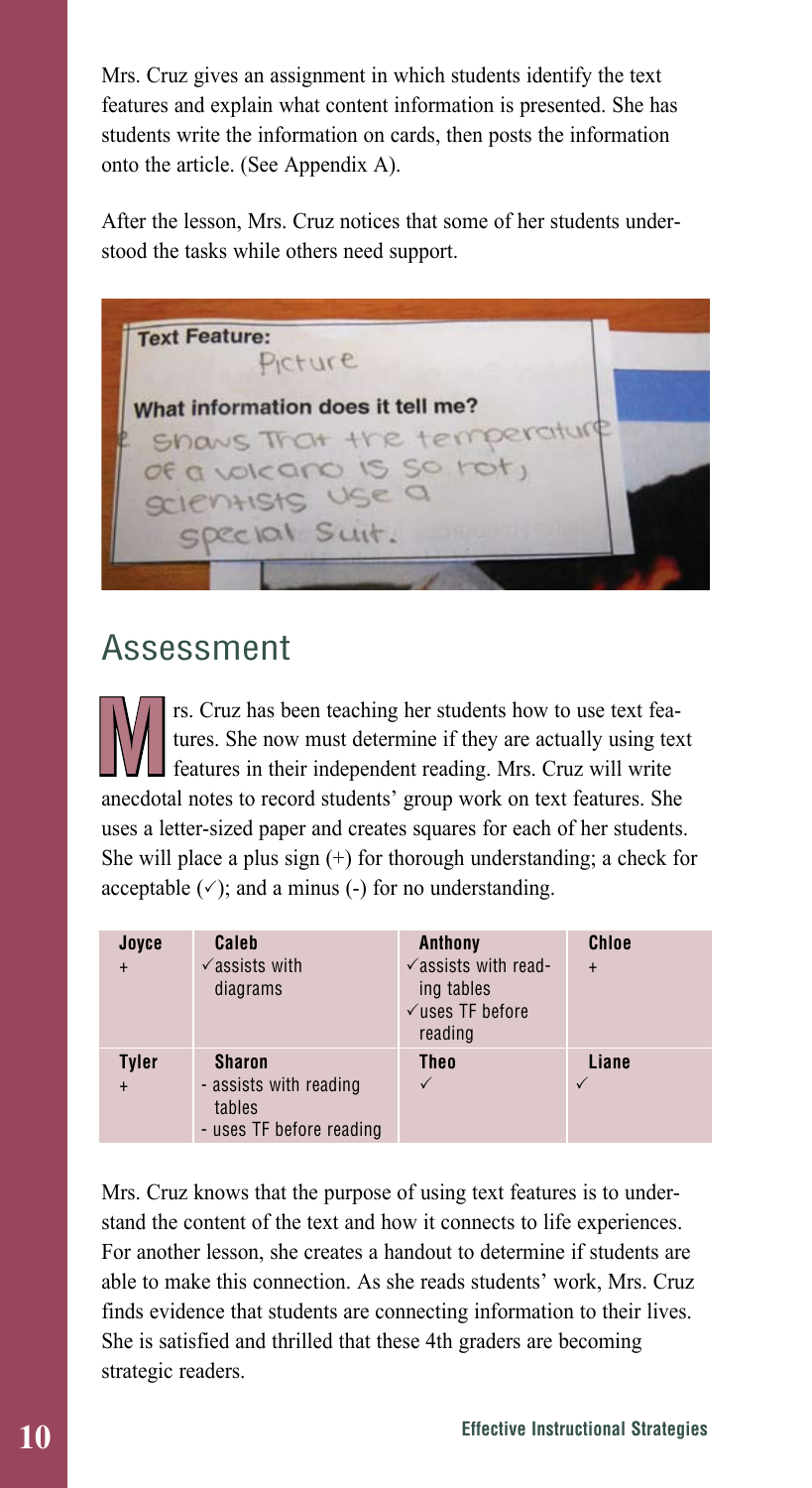Mrs. Cruz gives an assignment in which students identify the text features and explain what content information is presented. She has students write the information on cards, then posts the information onto the article. (See Appendix A).

After the lesson, Mrs. Cruz notices that some of her students understood the tasks while others need support.

**Text Feature:**
Picture

**What information does it tell me?**
Shows That the temperature of a volcano is so hot, scientists use a special Suit.

## Assessment

Mrs. Cruz has been teaching her students how to use text features. She now must determine if they are actually using text features in their independent reading. Mrs. Cruz will write anecdotal notes to record students' group work on text features. She uses a letter-sized paper and creates squares for each of her students. She will place a plus sign (+) for thorough understanding; a check for acceptable (✓); and a minus (-) for no understanding.

| Joyce<br>+ | Caleb<br>✓assists with diagrams | Anthony<br>✓assists with reading tables<br>✓uses TF before reading | Chloe<br>+ |
|---|---|---|---|
| **Tyler**<br>+ | **Sharon**<br>- assists with reading tables<br>- uses TF before reading | **Theo**<br>✓ | **Liane**<br>✓ |

Mrs. Cruz knows that the purpose of using text features is to understand the content of the text and how it connects to life experiences. For another lesson, she creates a handout to determine if students are able to make this connection. As she reads students' work, Mrs. Cruz finds evidence that students are connecting information to their lives. She is satisfied and thrilled that these 4th graders are becoming strategic readers.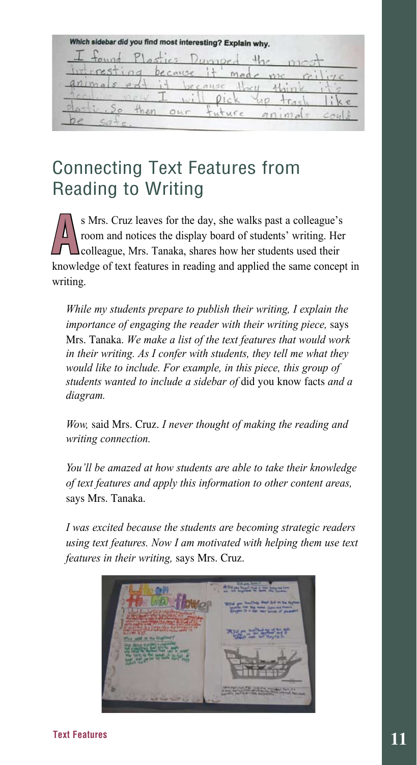## Connecting Text Features from Reading to Writing

As Mrs. Cruz leaves for the day, she walks past a colleague's room and notices the display board of students' writing. Her colleague, Mrs. Tanaka, shares how her students used their knowledge of text features in reading and applied the same concept in writing.

*While my students prepare to publish their writing, I explain the importance of engaging the reader with their writing piece,* says Mrs. Tanaka. *We make a list of the text features that would work in their writing. As I confer with students, they tell me what they would like to include. For example, in this piece, this group of students wanted to include a sidebar of* did you know facts *and a diagram.*

*Wow,* said Mrs. Cruz. *I never thought of making the reading and writing connection.*

*You'll be amazed at how students are able to take their knowledge of text features and apply this information to other content areas,* says Mrs. Tanaka.

*I was excited because the students are becoming strategic readers using text features. Now I am motivated with helping them use text features in their writing,* says Mrs. Cruz.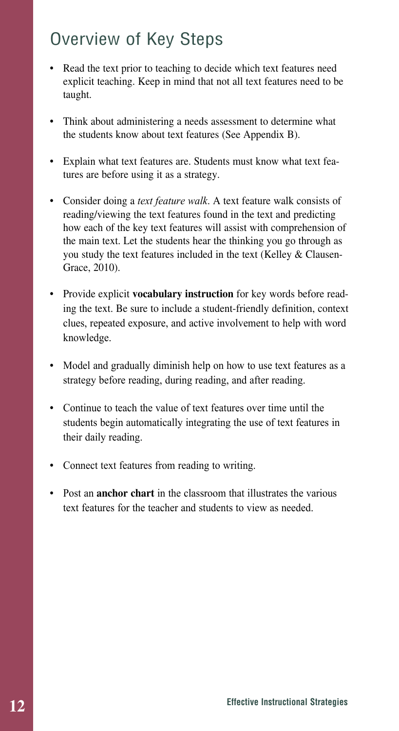## Overview of Key Steps

- Read the text prior to teaching to decide which text features need explicit teaching. Keep in mind that not all text features need to be taught.
- Think about administering a needs assessment to determine what the students know about text features (See Appendix B).
- Explain what text features are. Students must know what text features are before using it as a strategy.
- Consider doing a *text feature walk*. A text feature walk consists of reading/viewing the text features found in the text and predicting how each of the key text features will assist with comprehension of the main text. Let the students hear the thinking you go through as you study the text features included in the text (Kelley & Clausen-Grace, 2010).
- Provide explicit **vocabulary instruction** for key words before reading the text. Be sure to include a student-friendly definition, context clues, repeated exposure, and active involvement to help with word knowledge.
- Model and gradually diminish help on how to use text features as a strategy before reading, during reading, and after reading.
- Continue to teach the value of text features over time until the students begin automatically integrating the use of text features in their daily reading.
- Connect text features from reading to writing.
- Post an **anchor chart** in the classroom that illustrates the various text features for the teacher and students to view as needed.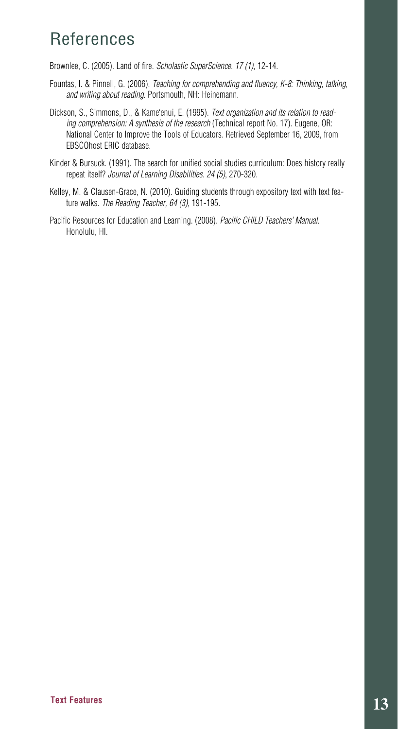# References

Brownlee, C. (2005). Land of fire. *Scholastic SuperScience. 17 (1)*, 12-14.

Fountas, I. & Pinnell, G. (2006). *Teaching for comprehending and fluency, K-8: Thinking, talking, and writing about reading*. Portsmouth, NH: Heinemann.

Dickson, S., Simmons, D., & Kame'enui, E. (1995). *Text organization and its relation to reading comprehension: A synthesis of the research* (Technical report No. 17). Eugene, OR: National Center to Improve the Tools of Educators. Retrieved September 16, 2009, from EBSCOhost ERIC database.

Kinder & Bursuck. (1991). The search for unified social studies curriculum: Does history really repeat itself? *Journal of Learning Disabilities. 24 (5)*, 270-320.

Kelley, M. & Clausen-Grace, N. (2010). Guiding students through expository text with text feature walks. *The Reading Teacher, 64 (3)*, 191-195.

Pacific Resources for Education and Learning. (2008). *Pacific CHILD Teachers' Manual*. Honolulu, HI.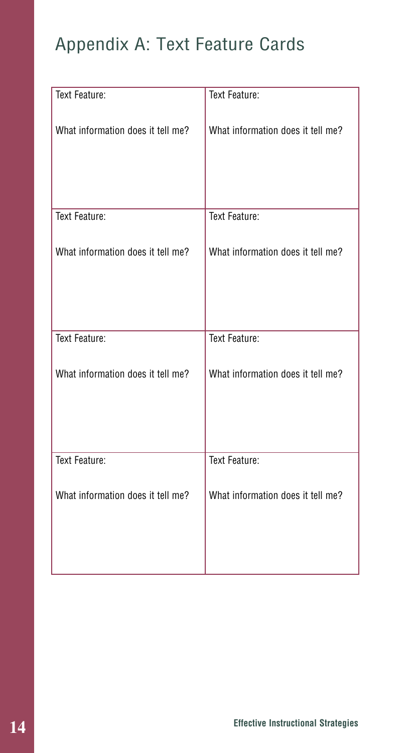# Appendix A: Text Feature Cards

| Text Feature:<br><br>What information does it tell me? | Text Feature:<br><br>What information does it tell me? |
|---|---|
| Text Feature:<br><br>What information does it tell me? | Text Feature:<br><br>What information does it tell me? |
| Text Feature:<br><br>What information does it tell me? | Text Feature:<br><br>What information does it tell me? |
| Text Feature:<br><br>What information does it tell me? | Text Feature:<br><br>What information does it tell me? |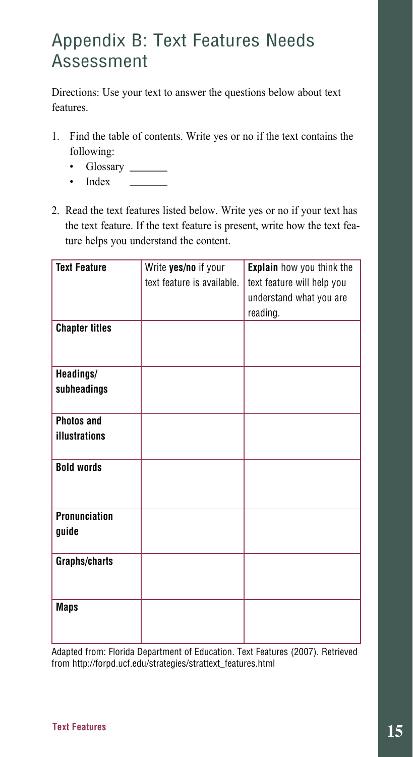# Appendix B: Text Features Needs Assessment

Directions: Use your text to answer the questions below about text features.

1. Find the table of contents. Write yes or no if the text contains the following:
   - Glossary ______
   - Index ______
2. Read the text features listed below. Write yes or no if your text has the text feature. If the text feature is present, write how the text feature helps you understand the content.

| **Text Feature** | Write **yes/no** if your text feature is available. | **Explain** how you think the text feature will help you understand what you are reading. |
|---|---|---|
| **Chapter titles** | | |
| **Headings/ subheadings** | | |
| **Photos and illustrations** | | |
| **Bold words** | | |
| **Pronunciation guide** | | |
| **Graphs/charts** | | |
| **Maps** | | |

Adapted from: Florida Department of Education. Text Features (2007). Retrieved from http://forpd.ucf.edu/strategies/strattext_features.html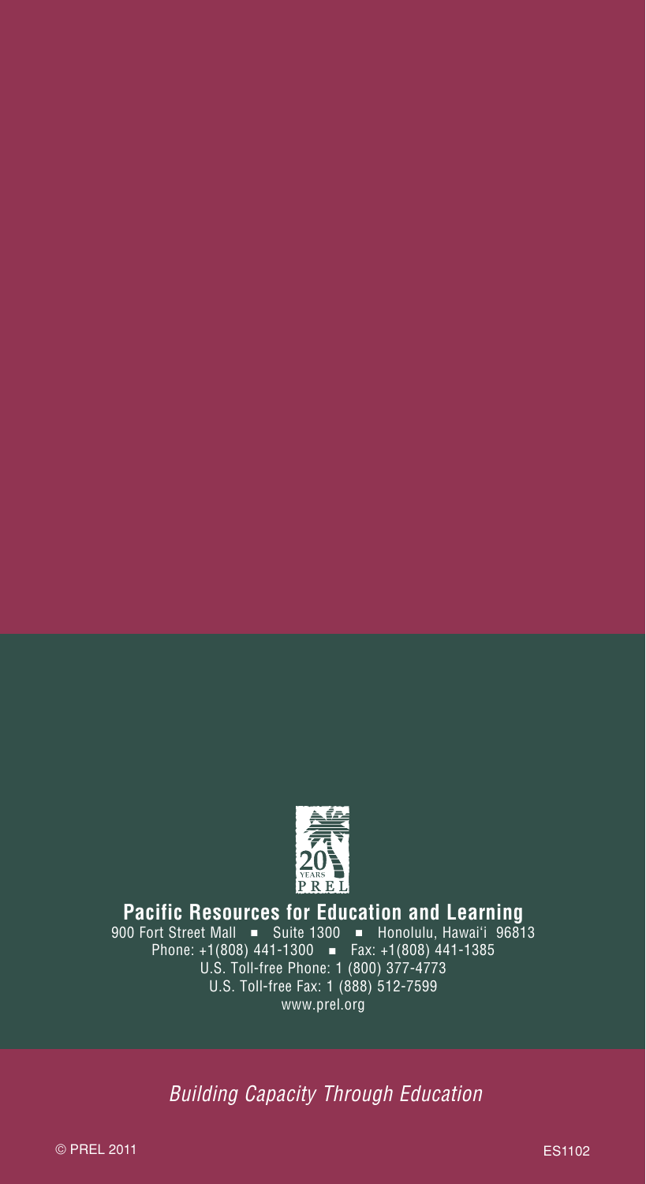**Pacific Resources for Education and Learning**

900 Fort Street Mall ■ Suite 1300 ■ Honolulu, Hawai'i 96813
Phone: +1(808) 441-1300 ■ Fax: +1(808) 441-1385
U.S. Toll-free Phone: 1 (800) 377-4773
U.S. Toll-free Fax: 1 (888) 512-7599
www.prel.org

*Building Capacity Through Education*

© PREL 2011

ES1102